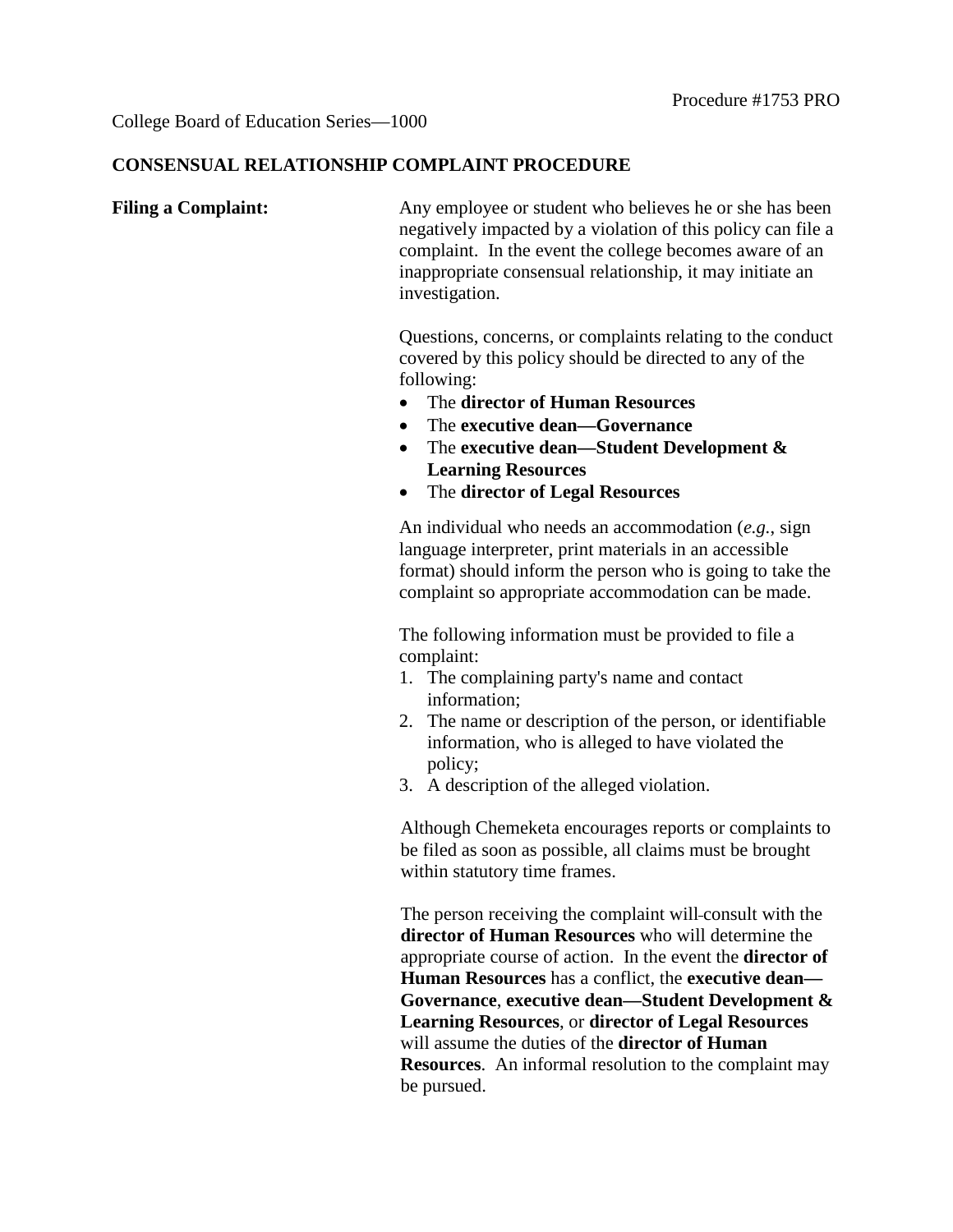Procedure #1753 PRO

College Board of Education Series—1000

## CONSENSUAL RELATIONSHIP COMPLAINT PROCEDURE

**Filing a Complaint:**

Any employee or student who believes he or she has been negatively impacted by a violation of this policy can file a complaint. In the event the college becomes aware of an inappropriate consensual relationship, it may initiate an investigation.

Questions, concerns, or complaints relating to the conduct covered by this policy should be directed to any of the following:

- The **director of Human Resources**
- The **executive dean—Governance**
- The **executive dean—Student Development & Learning Resources**
- The **director of Legal Resources**

An individual who needs an accommodation (*e.g.*, sign language interpreter, print materials in an accessible format) should inform the person who is going to take the complaint so appropriate accommodation can be made.

The following information must be provided to file a complaint:

1. The complaining party's name and contact information;
2. The name or description of the person, or identifiable information, who is alleged to have violated the policy;
3. A description of the alleged violation.

Although Chemeketa encourages reports or complaints to be filed as soon as possible, all claims must be brought within statutory time frames.

The person receiving the complaint will consult with the **director of Human Resources** who will determine the appropriate course of action. In the event the **director of Human Resources** has a conflict, the **executive dean—Governance**, **executive dean—Student Development & Learning Resources**, or **director of Legal Resources** will assume the duties of the **director of Human Resources**. An informal resolution to the complaint may be pursued.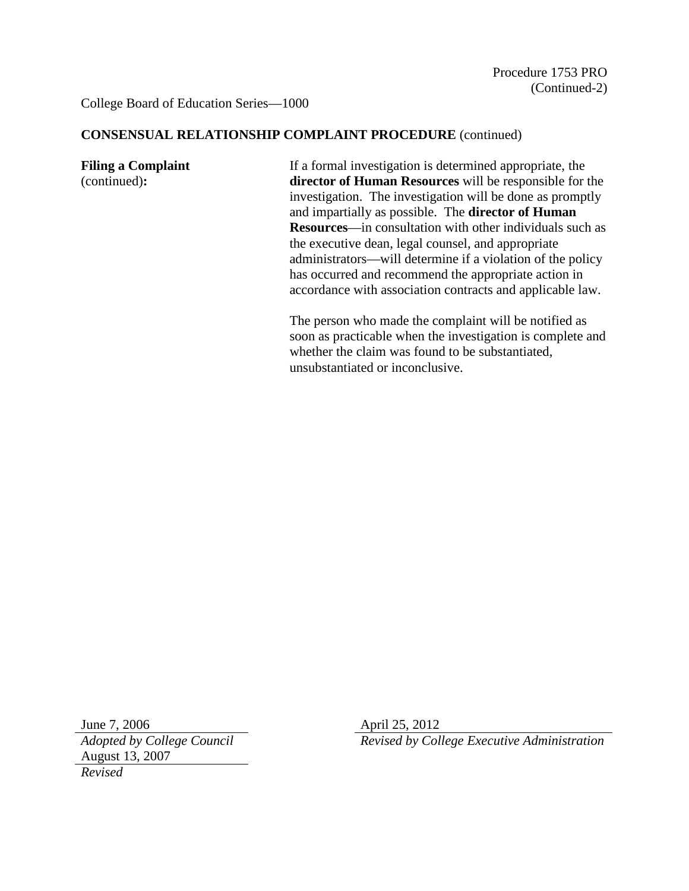College Board of Education Series—1000

## CONSENSUAL RELATIONSHIP COMPLAINT PROCEDURE (continued)

**Filing a Complaint** (continued)**:**

If a formal investigation is determined appropriate, the **director of Human Resources** will be responsible for the investigation. The investigation will be done as promptly and impartially as possible. The **director of Human Resources**—in consultation with other individuals such as the executive dean, legal counsel, and appropriate administrators—will determine if a violation of the policy has occurred and recommend the appropriate action in accordance with association contracts and applicable law.

The person who made the complaint will be notified as soon as practicable when the investigation is complete and whether the claim was found to be substantiated, unsubstantiated or inconclusive.

June 7, 2006
*Adopted by College Council*

August 13, 2007
*Revised*

April 25, 2012
*Revised by College Executive Administration*